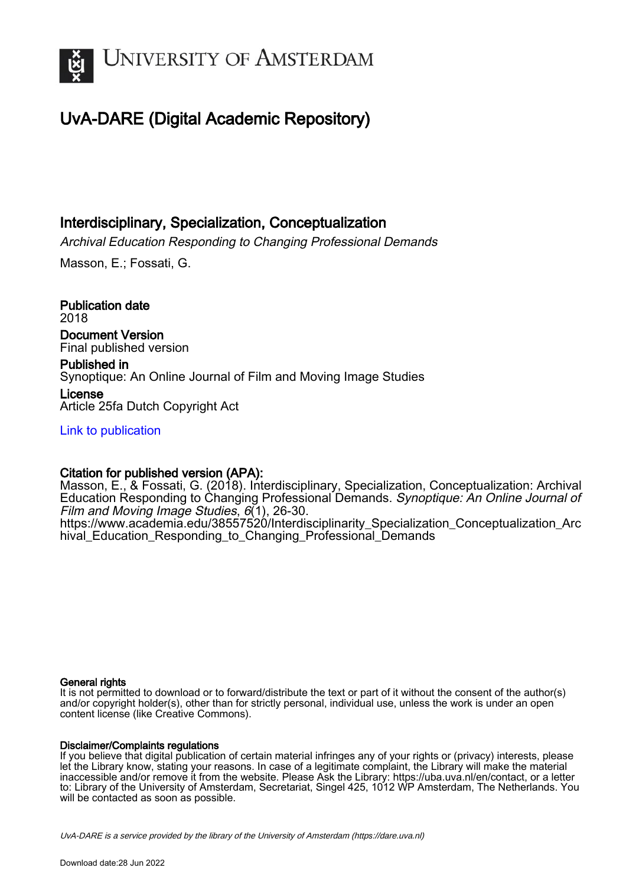# UNIVERSITY OF AMSTERDAM

## UvA-DARE (Digital Academic Repository)

### Interdisciplinary, Specialization, Conceptualization

*Archival Education Responding to Changing Professional Demands*

Masson, E.; Fossati, G.

**Publication date**
2018

**Document Version**
Final published version

**Published in**
Synoptique: An Online Journal of Film and Moving Image Studies

**License**
Article 25fa Dutch Copyright Act

Link to publication

**Citation for published version (APA):**
Masson, E., & Fossati, G. (2018). Interdisciplinary, Specialization, Conceptualization: Archival Education Responding to Changing Professional Demands. *Synoptique: An Online Journal of Film and Moving Image Studies*, *6*(1), 26-30.
https://www.academia.edu/38557520/Interdisciplinarity_Specialization_Conceptualization_Archival_Education_Responding_to_Changing_Professional_Demands

**General rights**
It is not permitted to download or to forward/distribute the text or part of it without the consent of the author(s) and/or copyright holder(s), other than for strictly personal, individual use, unless the work is under an open content license (like Creative Commons).

**Disclaimer/Complaints regulations**
If you believe that digital publication of certain material infringes any of your rights or (privacy) interests, please let the Library know, stating your reasons. In case of a legitimate complaint, the Library will make the material inaccessible and/or remove it from the website. Please Ask the Library: https://uba.uva.nl/en/contact, or a letter to: Library of the University of Amsterdam, Secretariat, Singel 425, 1012 WP Amsterdam, The Netherlands. You will be contacted as soon as possible.

*UvA-DARE is a service provided by the library of the University of Amsterdam (https://dare.uva.nl)*

Download date:28 Jun 2022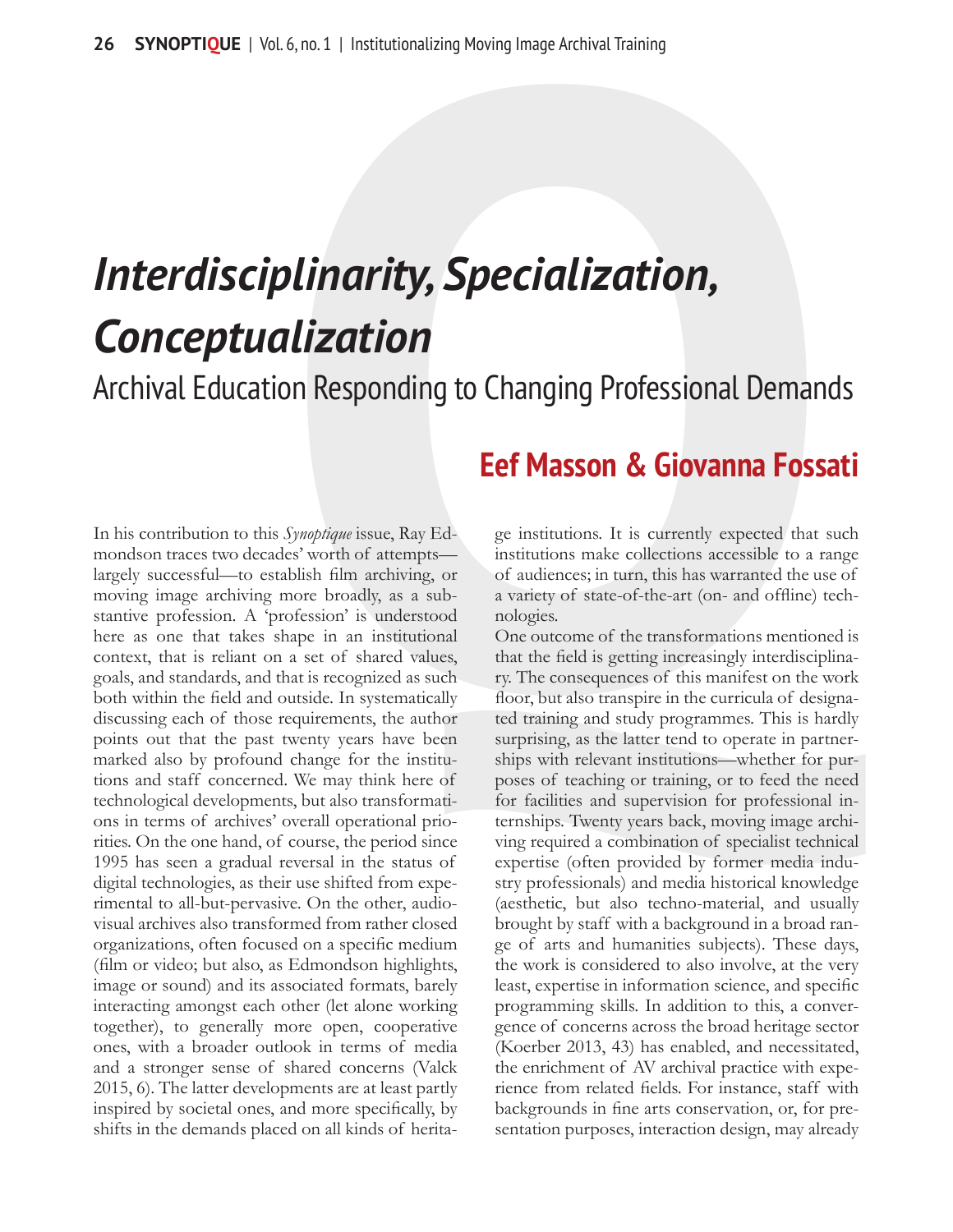# *Interdisciplinarity, Specialization, Conceptualization*

## Archival Education Responding to Changing Professional Demands

### Eef Masson & Giovanna Fossati

In his contribution to this *Synoptique* issue, Ray Edmondson traces two decades' worth of attempts—largely successful—to establish film archiving, or moving image archiving more broadly, as a substantive profession. A 'profession' is understood here as one that takes shape in an institutional context, that is reliant on a set of shared values, goals, and standards, and that is recognized as such both within the field and outside. In systematically discussing each of those requirements, the author points out that the past twenty years have been marked also by profound change for the institutions and staff concerned. We may think here of technological developments, but also transformations in terms of archives' overall operational priorities. On the one hand, of course, the period since 1995 has seen a gradual reversal in the status of digital technologies, as their use shifted from experimental to all-but-pervasive. On the other, audiovisual archives also transformed from rather closed organizations, often focused on a specific medium (film or video; but also, as Edmondson highlights, image or sound) and its associated formats, barely interacting amongst each other (let alone working together), to generally more open, cooperative ones, with a broader outlook in terms of media and a stronger sense of shared concerns (Valck 2015, 6). The latter developments are at least partly inspired by societal ones, and more specifically, by shifts in the demands placed on all kinds of heritage institutions. It is currently expected that such institutions make collections accessible to a range of audiences; in turn, this has warranted the use of a variety of state-of-the-art (on- and offline) technologies.

One outcome of the transformations mentioned is that the field is getting increasingly interdisciplinary. The consequences of this manifest on the work floor, but also transpire in the curricula of designated training and study programmes. This is hardly surprising, as the latter tend to operate in partnerships with relevant institutions—whether for purposes of teaching or training, or to feed the need for facilities and supervision for professional internships. Twenty years back, moving image archiving required a combination of specialist technical expertise (often provided by former media industry professionals) and media historical knowledge (aesthetic, but also techno-material, and usually brought by staff with a background in a broad range of arts and humanities subjects). These days, the work is considered to also involve, at the very least, expertise in information science, and specific programming skills. In addition to this, a convergence of concerns across the broad heritage sector (Koerber 2013, 43) has enabled, and necessitated, the enrichment of AV archival practice with experience from related fields. For instance, staff with backgrounds in fine arts conservation, or, for presentation purposes, interaction design, may already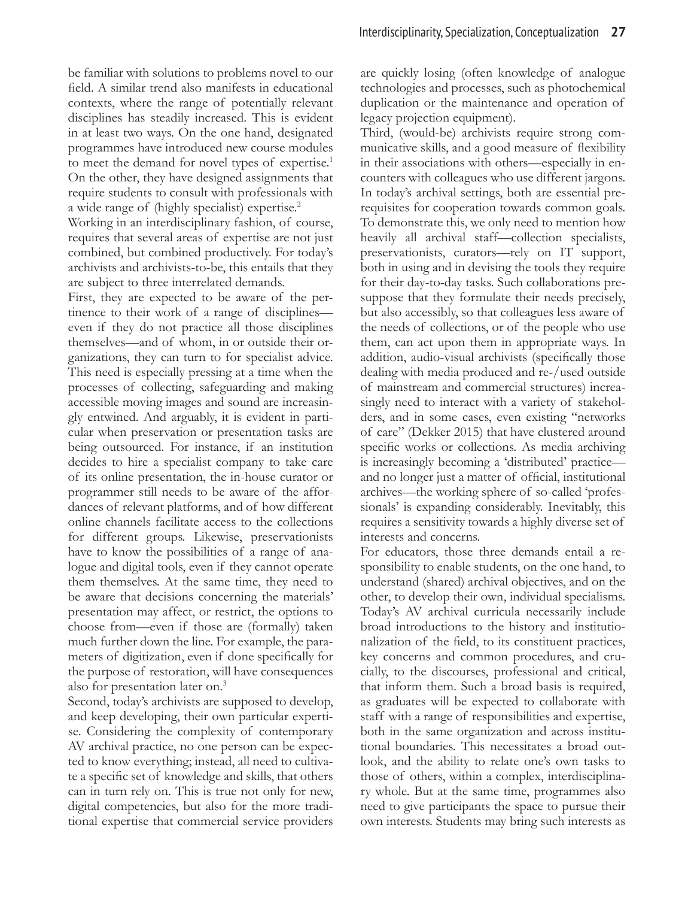be familiar with solutions to problems novel to our field. A similar trend also manifests in educational contexts, where the range of potentially relevant disciplines has steadily increased. This is evident in at least two ways. On the one hand, designated programmes have introduced new course modules to meet the demand for novel types of expertise.[1] On the other, they have designed assignments that require students to consult with professionals with a wide range of (highly specialist) expertise.[2]

Working in an interdisciplinary fashion, of course, requires that several areas of expertise are not just combined, but combined productively. For today's archivists and archivists-to-be, this entails that they are subject to three interrelated demands.

First, they are expected to be aware of the pertinence to their work of a range of disciplines—even if they do not practice all those disciplines themselves—and of whom, in or outside their organizations, they can turn to for specialist advice. This need is especially pressing at a time when the processes of collecting, safeguarding and making accessible moving images and sound are increasingly entwined. And arguably, it is evident in particular when preservation or presentation tasks are being outsourced. For instance, if an institution decides to hire a specialist company to take care of its online presentation, the in-house curator or programmer still needs to be aware of the affordances of relevant platforms, and of how different online channels facilitate access to the collections for different groups. Likewise, preservationists have to know the possibilities of a range of analogue and digital tools, even if they cannot operate them themselves. At the same time, they need to be aware that decisions concerning the materials' presentation may affect, or restrict, the options to choose from—even if those are (formally) taken much further down the line. For example, the parameters of digitization, even if done specifically for the purpose of restoration, will have consequences also for presentation later on.[3]

Second, today's archivists are supposed to develop, and keep developing, their own particular expertise. Considering the complexity of contemporary AV archival practice, no one person can be expected to know everything; instead, all need to cultivate a specific set of knowledge and skills, that others can in turn rely on. This is true not only for new, digital competencies, but also for the more traditional expertise that commercial service providers are quickly losing (often knowledge of analogue technologies and processes, such as photochemical duplication or the maintenance and operation of legacy projection equipment).

Third, (would-be) archivists require strong communicative skills, and a good measure of flexibility in their associations with others—especially in encounters with colleagues who use different jargons. In today's archival settings, both are essential prerequisites for cooperation towards common goals. To demonstrate this, we only need to mention how heavily all archival staff—collection specialists, preservationists, curators—rely on IT support, both in using and in devising the tools they require for their day-to-day tasks. Such collaborations presuppose that they formulate their needs precisely, but also accessibly, so that colleagues less aware of the needs of collections, or of the people who use them, can act upon them in appropriate ways. In addition, audio-visual archivists (specifically those dealing with media produced and re-/used outside of mainstream and commercial structures) increasingly need to interact with a variety of stakeholders, and in some cases, even existing "networks of care" (Dekker 2015) that have clustered around specific works or collections. As media archiving is increasingly becoming a 'distributed' practice—and no longer just a matter of official, institutional archives—the working sphere of so-called 'professionals' is expanding considerably. Inevitably, this requires a sensitivity towards a highly diverse set of interests and concerns.

For educators, those three demands entail a responsibility to enable students, on the one hand, to understand (shared) archival objectives, and on the other, to develop their own, individual specialisms. Today's AV archival curricula necessarily include broad introductions to the history and institutionalization of the field, to its constituent practices, key concerns and common procedures, and crucially, to the discourses, professional and critical, that inform them. Such a broad basis is required, as graduates will be expected to collaborate with staff with a range of responsibilities and expertise, both in the same organization and across institutional boundaries. This necessitates a broad outlook, and the ability to relate one's own tasks to those of others, within a complex, interdisciplinary whole. But at the same time, programmes also need to give participants the space to pursue their own interests. Students may bring such interests as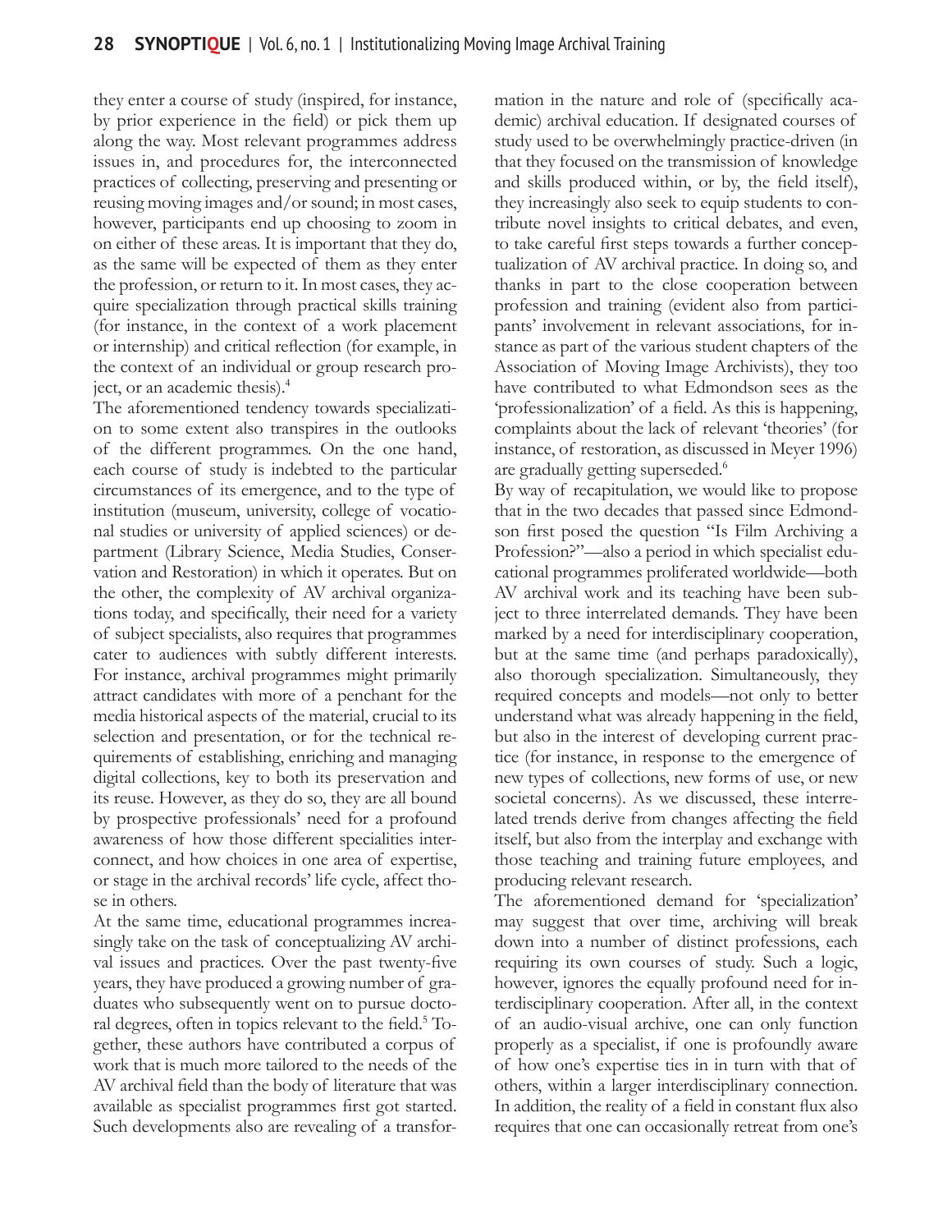they enter a course of study (inspired, for instance, by prior experience in the field) or pick them up along the way. Most relevant programmes address issues in, and procedures for, the interconnected practices of collecting, preserving and presenting or reusing moving images and/or sound; in most cases, however, participants end up choosing to zoom in on either of these areas. It is important that they do, as the same will be expected of them as they enter the profession, or return to it. In most cases, they acquire specialization through practical skills training (for instance, in the context of a work placement or internship) and critical reflection (for example, in the context of an individual or group research project, or an academic thesis).[4]

The aforementioned tendency towards specialization to some extent also transpires in the outlooks of the different programmes. On the one hand, each course of study is indebted to the particular circumstances of its emergence, and to the type of institution (museum, university, college of vocational studies or university of applied sciences) or department (Library Science, Media Studies, Conservation and Restoration) in which it operates. But on the other, the complexity of AV archival organizations today, and specifically, their need for a variety of subject specialists, also requires that programmes cater to audiences with subtly different interests. For instance, archival programmes might primarily attract candidates with more of a penchant for the media historical aspects of the material, crucial to its selection and presentation, or for the technical requirements of establishing, enriching and managing digital collections, key to both its preservation and its reuse. However, as they do so, they are all bound by prospective professionals' need for a profound awareness of how those different specialities interconnect, and how choices in one area of expertise, or stage in the archival records' life cycle, affect those in others.

At the same time, educational programmes increasingly take on the task of conceptualizing AV archival issues and practices. Over the past twenty-five years, they have produced a growing number of graduates who subsequently went on to pursue doctoral degrees, often in topics relevant to the field.[5] Together, these authors have contributed a corpus of work that is much more tailored to the needs of the AV archival field than the body of literature that was available as specialist programmes first got started. Such developments also are revealing of a transformation in the nature and role of (specifically academic) archival education. If designated courses of study used to be overwhelmingly practice-driven (in that they focused on the transmission of knowledge and skills produced within, or by, the field itself), they increasingly also seek to equip students to contribute novel insights to critical debates, and even, to take careful first steps towards a further conceptualization of AV archival practice. In doing so, and thanks in part to the close cooperation between profession and training (evident also from participants' involvement in relevant associations, for instance as part of the various student chapters of the Association of Moving Image Archivists), they too have contributed to what Edmondson sees as the 'professionalization' of a field. As this is happening, complaints about the lack of relevant 'theories' (for instance, of restoration, as discussed in Meyer 1996) are gradually getting superseded.[6]

By way of recapitulation, we would like to propose that in the two decades that passed since Edmondson first posed the question "Is Film Archiving a Profession?"—also a period in which specialist educational programmes proliferated worldwide—both AV archival work and its teaching have been subject to three interrelated demands. They have been marked by a need for interdisciplinary cooperation, but at the same time (and perhaps paradoxically), also thorough specialization. Simultaneously, they required concepts and models—not only to better understand what was already happening in the field, but also in the interest of developing current practice (for instance, in response to the emergence of new types of collections, new forms of use, or new societal concerns). As we discussed, these interrelated trends derive from changes affecting the field itself, but also from the interplay and exchange with those teaching and training future employees, and producing relevant research.

The aforementioned demand for 'specialization' may suggest that over time, archiving will break down into a number of distinct professions, each requiring its own courses of study. Such a logic, however, ignores the equally profound need for interdisciplinary cooperation. After all, in the context of an audio-visual archive, one can only function properly as a specialist, if one is profoundly aware of how one's expertise ties in in turn with that of others, within a larger interdisciplinary connection. In addition, the reality of a field in constant flux also requires that one can occasionally retreat from one's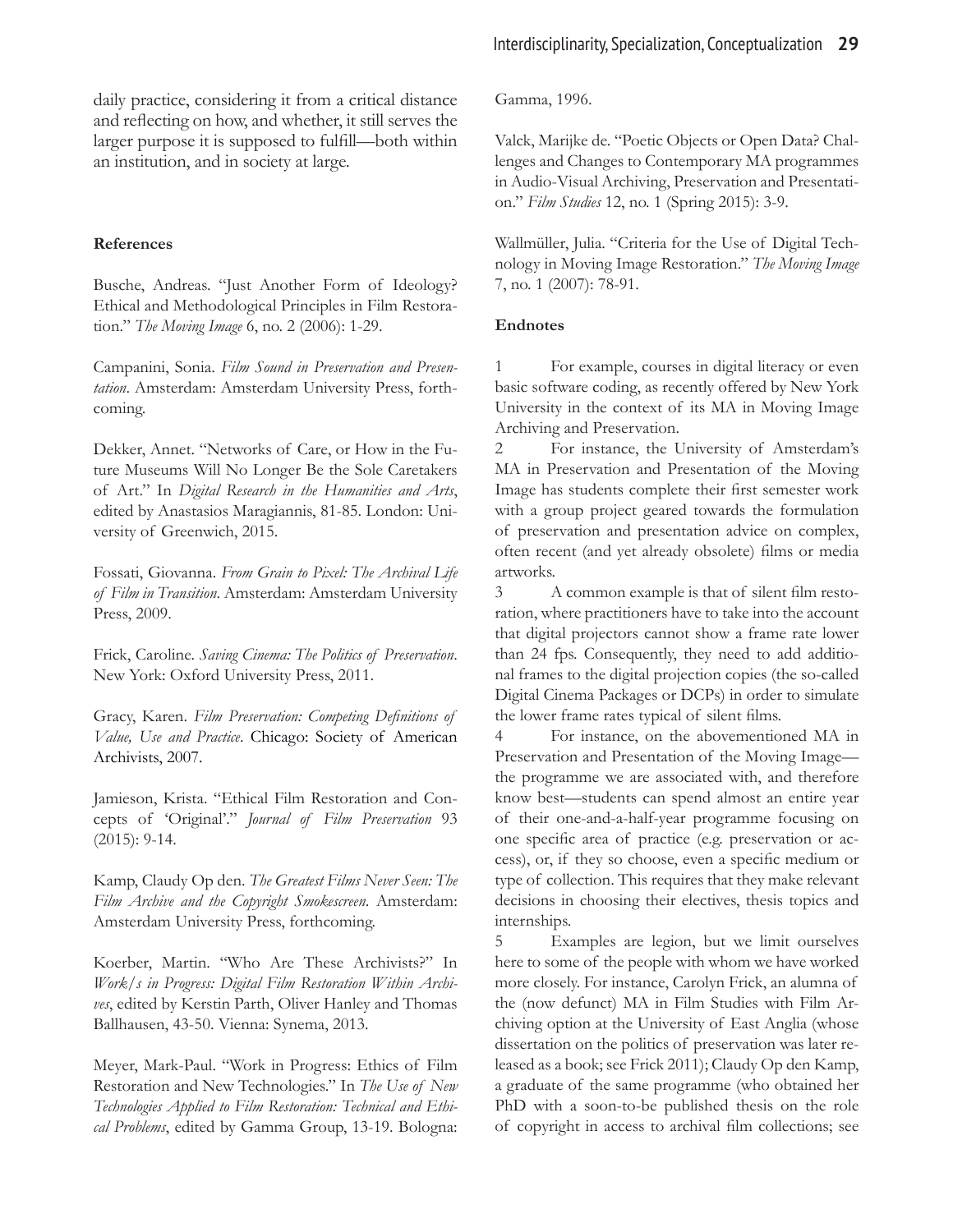daily practice, considering it from a critical distance and reflecting on how, and whether, it still serves the larger purpose it is supposed to fulfill—both within an institution, and in society at large.

#### References

Busche, Andreas. "Just Another Form of Ideology? Ethical and Methodological Principles in Film Restoration." *The Moving Image* 6, no. 2 (2006): 1-29.

Campanini, Sonia. *Film Sound in Preservation and Presentation*. Amsterdam: Amsterdam University Press, forthcoming.

Dekker, Annet. "Networks of Care, or How in the Future Museums Will No Longer Be the Sole Caretakers of Art." In *Digital Research in the Humanities and Arts*, edited by Anastasios Maragiannis, 81-85. London: University of Greenwich, 2015.

Fossati, Giovanna. *From Grain to Pixel: The Archival Life of Film in Transition*. Amsterdam: Amsterdam University Press, 2009.

Frick, Caroline. *Saving Cinema: The Politics of Preservation*. New York: Oxford University Press, 2011.

Gracy, Karen. *Film Preservation: Competing Definitions of Value, Use and Practice*. Chicago: Society of American Archivists, 2007.

Jamieson, Krista. "Ethical Film Restoration and Concepts of 'Original'." *Journal of Film Preservation* 93 (2015): 9-14.

Kamp, Claudy Op den. *The Greatest Films Never Seen: The Film Archive and the Copyright Smokescreen*. Amsterdam: Amsterdam University Press, forthcoming.

Koerber, Martin. "Who Are These Archivists?" In *Work/s in Progress: Digital Film Restoration Within Archives*, edited by Kerstin Parth, Oliver Hanley and Thomas Ballhausen, 43-50. Vienna: Synema, 2013.

Meyer, Mark-Paul. "Work in Progress: Ethics of Film Restoration and New Technologies." In *The Use of New Technologies Applied to Film Restoration: Technical and Ethical Problems*, edited by Gamma Group, 13-19. Bologna: Gamma, 1996.

Valck, Marijke de. "Poetic Objects or Open Data? Challenges and Changes to Contemporary MA programmes in Audio-Visual Archiving, Preservation and Presentation." *Film Studies* 12, no. 1 (Spring 2015): 3-9.

Wallmüller, Julia. "Criteria for the Use of Digital Technology in Moving Image Restoration." *The Moving Image* 7, no. 1 (2007): 78-91.

#### Endnotes

1 For example, courses in digital literacy or even basic software coding, as recently offered by New York University in the context of its MA in Moving Image Archiving and Preservation.

2 For instance, the University of Amsterdam's MA in Preservation and Presentation of the Moving Image has students complete their first semester work with a group project geared towards the formulation of preservation and presentation advice on complex, often recent (and yet already obsolete) films or media artworks.

3 A common example is that of silent film restoration, where practitioners have to take into the account that digital projectors cannot show a frame rate lower than 24 fps. Consequently, they need to add additional frames to the digital projection copies (the so-called Digital Cinema Packages or DCPs) in order to simulate the lower frame rates typical of silent films.

4 For instance, on the abovementioned MA in Preservation and Presentation of the Moving Image—the programme we are associated with, and therefore know best—students can spend almost an entire year of their one-and-a-half-year programme focusing on one specific area of practice (e.g. preservation or access), or, if they so choose, even a specific medium or type of collection. This requires that they make relevant decisions in choosing their electives, thesis topics and internships.

5 Examples are legion, but we limit ourselves here to some of the people with whom we have worked more closely. For instance, Carolyn Frick, an alumna of the (now defunct) MA in Film Studies with Film Archiving option at the University of East Anglia (whose dissertation on the politics of preservation was later released as a book; see Frick 2011); Claudy Op den Kamp, a graduate of the same programme (who obtained her PhD with a soon-to-be published thesis on the role of copyright in access to archival film collections; see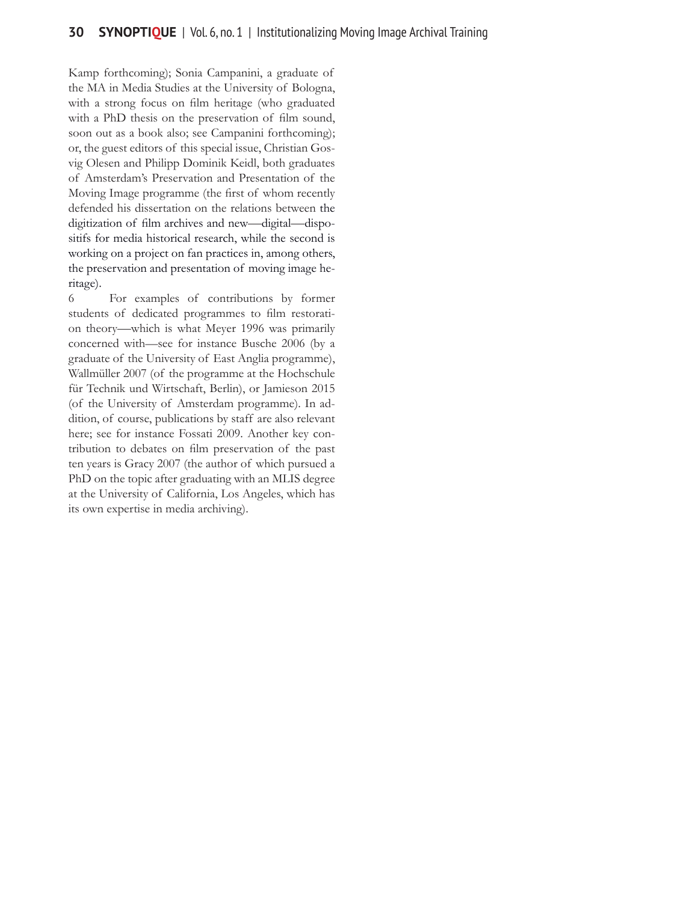Kamp forthcoming); Sonia Campanini, a graduate of the MA in Media Studies at the University of Bologna, with a strong focus on film heritage (who graduated with a PhD thesis on the preservation of film sound, soon out as a book also; see Campanini forthcoming); or, the guest editors of this special issue, Christian Gosvig Olesen and Philipp Dominik Keidl, both graduates of Amsterdam's Preservation and Presentation of the Moving Image programme (the first of whom recently defended his dissertation on the relations between the digitization of film archives and new—digital—dispositifs for media historical research, while the second is working on a project on fan practices in, among others, the preservation and presentation of moving image heritage).

6 For examples of contributions by former students of dedicated programmes to film restoration theory—which is what Meyer 1996 was primarily concerned with—see for instance Busche 2006 (by a graduate of the University of East Anglia programme), Wallmüller 2007 (of the programme at the Hochschule für Technik und Wirtschaft, Berlin), or Jamieson 2015 (of the University of Amsterdam programme). In addition, of course, publications by staff are also relevant here; see for instance Fossati 2009. Another key contribution to debates on film preservation of the past ten years is Gracy 2007 (the author of which pursued a PhD on the topic after graduating with an MLIS degree at the University of California, Los Angeles, which has its own expertise in media archiving).